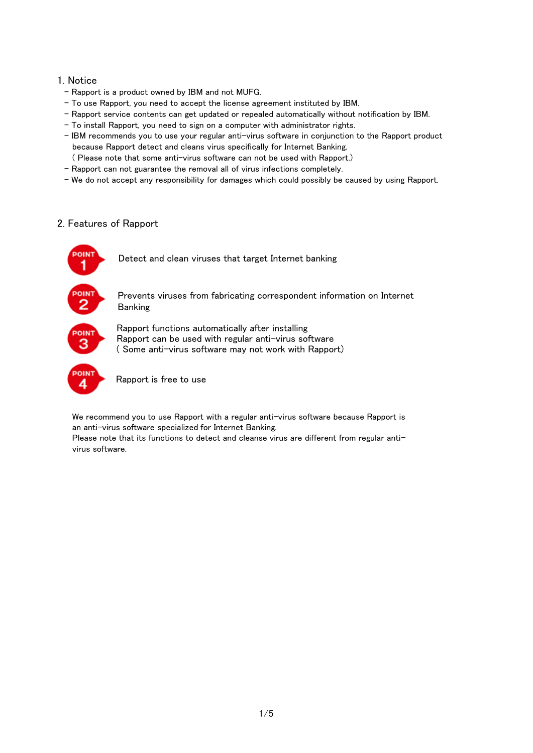## 1. Notice

- Rapport is a product owned by IBM and not MUFG.
- To use Rapport, you need to accept the license agreement instituted by IBM.
- Rapport service contents can get updated or repealed automatically without notification by IBM.
- To install Rapport, you need to sign on a computer with administrator rights.
- IBM recommends you to use your regular anti-virus software in conjunction to the Rapport product because Rapport detect and cleans virus specifically for Internet Banking.
  ( Please note that some anti-virus software can not be used with Rapport.)
- Rapport can not guarantee the removal all of virus infections completely.
- We do not accept any responsibility for damages which could possibly be caused by using Rapport.

## 2. Features of Rapport

**POINT 1** Detect and clean viruses that target Internet banking

**POINT 2** Prevents viruses from fabricating correspondent information on Internet Banking

**POINT 3** Rapport functions automatically after installing
Rapport can be used with regular anti-virus software
( Some anti-virus software may not work with Rapport)

**POINT 4** Rapport is free to use

We recommend you to use Rapport with a regular anti-virus software because Rapport is an anti-virus software specialized for Internet Banking.
Please note that its functions to detect and cleanse virus are different from regular anti-virus software.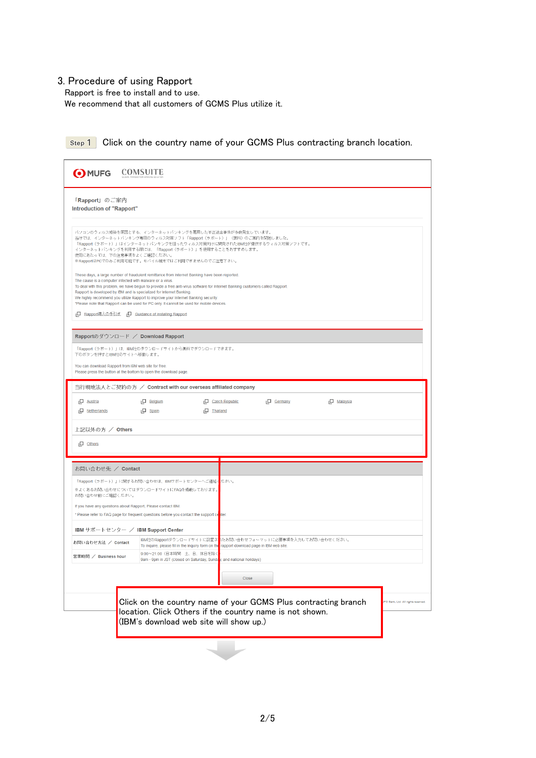## 3. Procedure of using Rapport

Rapport is free to install and to use.
We recommend that all customers of GCMS Plus utilize it.

**Step 1** Click on the country name of your GCMS Plus contracting branch location.

MUFG COMSUITE

「Rapport」のご案内
**Introduction of "Rapport"**

パソコンのウィルス感染を原因とする、インターネットバンキングを悪用した不正送金事件が多数発生しています。
当行では、インターネットバンキング専用のウィルス対策ソフト「Rapport（ラポート）」（無料）のご案内を開始しました。
「Rapport（ラポート）」はインターネットバンキングを狙ったウィルス対策向けに開発されたIBM社が提供するウィルス対策ソフトです。
インターネットバンキングを利用する際には、「Rapport（ラポート）」を使用することをおすすめします。
使用にあたっては、下の注意事項をよくご確認ください。
※RapportはPCでのみご利用可能です。モバイル端末ではご利用できませんのでご注意下さい。

These days, a large number of fraudulent remittance from Internet Banking have been reported.
The cause is a computer infected with malware or a virus.
To deal with this problem, we have begun to provide a free anti-virus software for Internet Banking customers called Rapport.
Rapport is developed by IBM and is specialized for Internet Banking.
We highly recommend you utilize Rapport to improve your Internet Banking security.
*Please note that Rapport can be used for PC only. It cannot be used for mobile devices.

Rapport導入の手引き　Guidance of installing Rapport

**Rapportのダウンロード ／ Download Rapport**

「Rapport（ラポート）」は、IBM社のダウンロードサイトから無料でダウンロードできます。
下のボタンを押すとIBM社のサイトへ移動します。

You can download Rapport from IBM web site for free.
Please press the button at the bottom to open the download page.

**当行現地法人とご契約の方 ／ Contract with our overseas affiliated company**

Austria　Belgium　Czech Republic　Germany　Malaysia
Netherlands　Spain　Thailand

**上記以外の方 ／ Others**

Others

**お問い合わせ先 ／ Contact**

「Rapport（ラポート）」に関するお問い合わせは、IBMサポートセンターへご連絡ください。
※よくあるお問い合わせについてはダウンロードサイトにFAQを掲載しております。
お問い合わせ前にご確認ください。

If you have any questions about Rapport, Please contact IBM.
* Please refer to FAQ page for frequent questions before you contact the support center.

**IBM サポートセンター ／ IBM Support Center**

| | |
|---|---|
| お問い合わせ方法 ／ Contact | IBM社のRapportダウンロードサイトに設置されたお問い合わせフォーマットに必要事項を入力してお問い合わせください。<br>To inquire, please fill in the inquiry form on the rapport download page in IBM web site. |
| 営業時間 ／ Business hour | 9:00～21:00（日本時間　土、日、休日を除く）<br>9am - 9pm in JST (closed on Saturday, Sunday, and national holidays) |

Close

Click on the country name of your GCMS Plus contracting branch location. Click Others if the country name is not shown.
(IBM's download web site will show up.)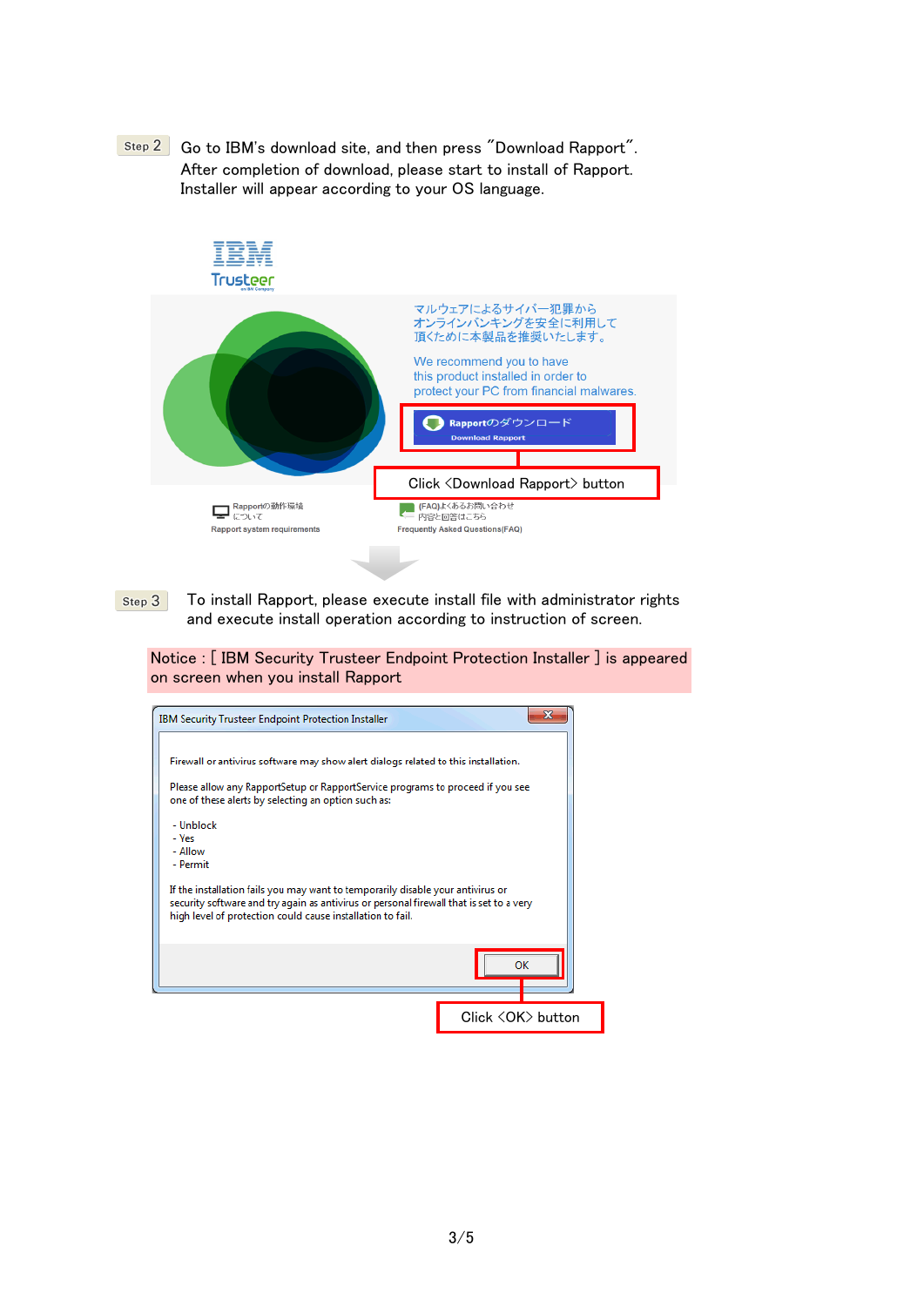Step 2 Go to IBM's download site, and then press "Download Rapport".
After completion of download, please start to install of Rapport.
Installer will appear according to your OS language.

IBM Trusteer

マルウェアによるサイバー犯罪から
オンラインバンキングを安全に利用して
頂くために本製品を推奨いたします。

We recommend you to have
this product installed in order to
protect your PC from financial malwares.

RapportのダウンロードDownload Rapport

Click <Download Rapport> button

Rapportの動作環境について
Rapport system requirements

(FAQ)よくあるお問い合わせ内容と回答はこちら
Frequently Asked Questions(FAQ)

Step 3 To install Rapport, please execute install file with administrator rights and execute install operation according to instruction of screen.

Notice : [ IBM Security Trusteer Endpoint Protection Installer ] is appeared on screen when you install Rapport

IBM Security Trusteer Endpoint Protection Installer

Firewall or antivirus software may show alert dialogs related to this installation.

Please allow any RapportSetup or RapportService programs to proceed if you see one of these alerts by selecting an option such as:

- Unblock
- Yes
- Allow
- Permit

If the installation fails you may want to temporarily disable your antivirus or security software and try again as antivirus or personal firewall that is set to a very high level of protection could cause installation to fail.

OK

Click <OK> button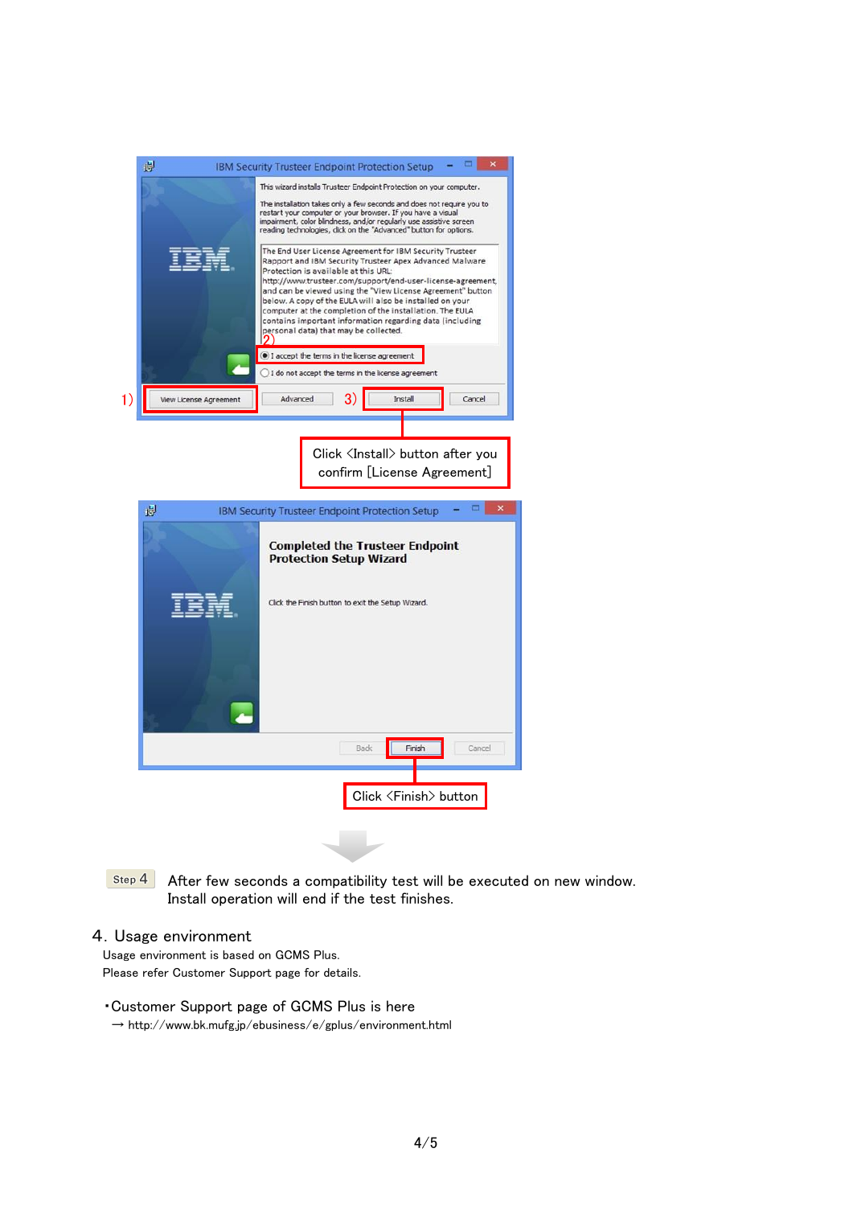1) View License Agreement

2) I accept the terms in the license agreement

3) Install

Click <Install> button after you confirm [License Agreement]

Click <Finish> button

Step 4 After few seconds a compatibility test will be executed on new window. Install operation will end if the test finishes.

## 4. Usage environment

Usage environment is based on GCMS Plus.
Please refer Customer Support page for details.

・Customer Support page of GCMS Plus is here
→ http://www.bk.mufg.jp/ebusiness/e/gplus/environment.html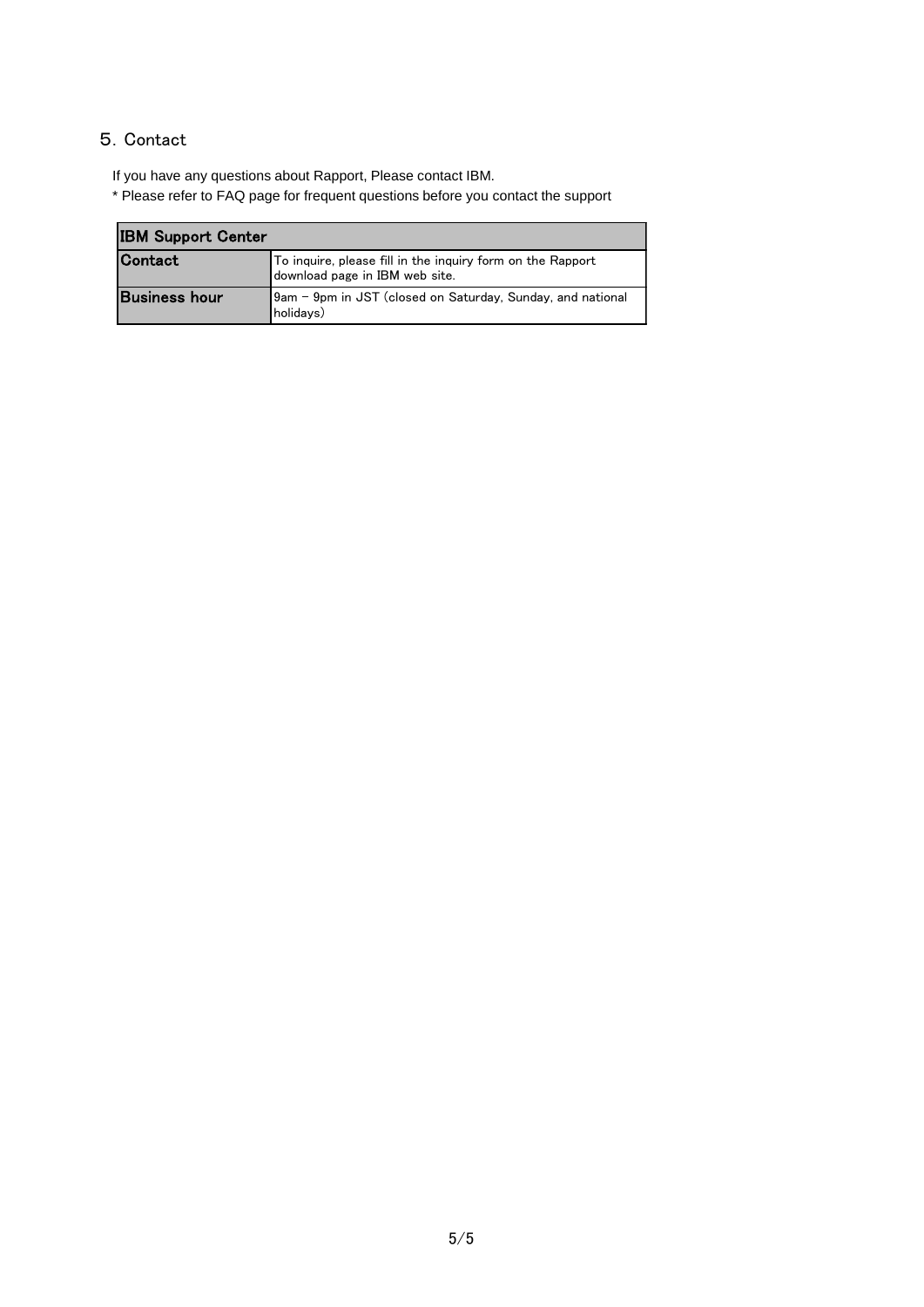## 5. Contact

If you have any questions about Rapport, Please contact IBM.

* Please refer to FAQ page for frequent questions before you contact the support

| IBM Support Center | |
|---|---|
| **Contact** | To inquire, please fill in the inquiry form on the Rapport download page in IBM web site. |
| **Business hour** | 9am – 9pm in JST (closed on Saturday, Sunday, and national holidays) |